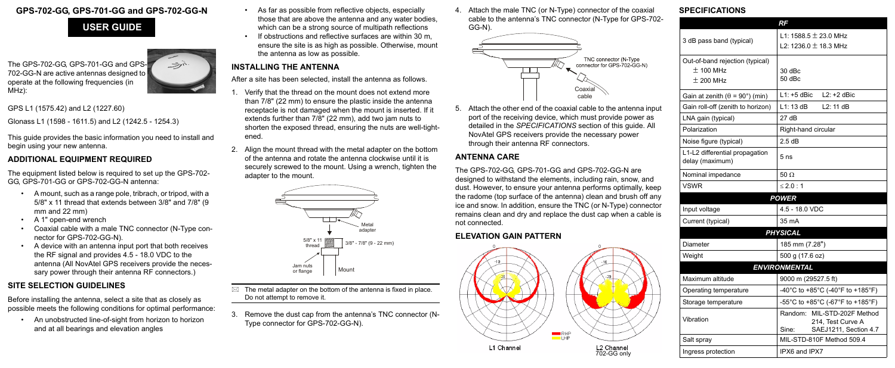# GPS-702-GG, GPS-701-GG and GPS-702-GG-N

## USER GUIDE

The GPS-702-GG, GPS-701-GG and GPS-702-GG-N are active antennas designed to operate at the following frequencies (in MHz):

GPS L1 (1575.42) and L2 (1227.60)

Glonass L1 (1598 - 1611.5) and L2 (1242.5 - 1254.3)

This guide provides the basic information you need to install and begin using your new antenna.

## ADDITIONAL EQUIPMENT REQUIRED

The equipment listed below is required to set up the GPS-702-GG, GPS-701-GG or GPS-702-GG-N antenna:

- A mount, such as a range pole, tribrach, or tripod, with a 5/8" x 11 thread that extends between 3/8" and 7/8" (9 mm and 22 mm)
- A 1" open-end wrench
- Coaxial cable with a male TNC connector (N-Type connector for GPS-702-GG-N).
- A device with an antenna input port that both receives the RF signal and provides 4.5 - 18.0 VDC to the antenna (All NovAtel GPS receivers provide the necessary power through their antenna RF connectors.)

## SITE SELECTION GUIDELINES

Before installing the antenna, select a site that as closely as possible meets the following conditions for optimal performance:

- An unobstructed line-of-sight from horizon to horizon and at all bearings and elevation angles
- As far as possible from reflective objects, especially those that are above the antenna and any water bodies, which can be a strong source of multipath reflections
- If obstructions and reflective surfaces are within 30 m, ensure the site is as high as possible. Otherwise, mount the antenna as low as possible.

## INSTALLING THE ANTENNA

After a site has been selected, install the antenna as follows.

1. Verify that the thread on the mount does not extend more than 7/8" (22 mm) to ensure the plastic inside the antenna receptacle is not damaged when the mount is inserted. If it extends further than 7/8" (22 mm), add two jam nuts to shorten the exposed thread, ensuring the nuts are well-tightened.
2. Align the mount thread with the metal adapter on the bottom of the antenna and rotate the antenna clockwise until it is securely screwed to the mount. Using a wrench, tighten the adapter to the mount.

Metal adapter; 5/8" x 11 thread; 3/8" - 7/8" (9 - 22 mm); Jam nuts or flange; Mount

The metal adapter on the bottom of the antenna is fixed in place. Do not attempt to remove it.

3. Remove the dust cap from the antenna's TNC connector (N-Type connector for GPS-702-GG-N).
4. Attach the male TNC (or N-Type) connector of the coaxial cable to the antenna's TNC connector (N-Type for GPS-702-GG-N).

TNC connector (N-Type connector for GPS-702-GG-N); Coaxial cable

5. Attach the other end of the coaxial cable to the antenna input port of the receiving device, which must provide power as detailed in the *SPECIFICATIONS* section of this guide. All NovAtel GPS receivers provide the necessary power through their antenna RF connectors.

## ANTENNA CARE

The GPS-702-GG, GPS-701-GG and GPS-702-GG-N are designed to withstand the elements, including rain, snow, and dust. However, to ensure your antenna performs optimally, keep the radome (top surface of the antenna) clean and brush off any ice and snow. In addition, ensure the TNC (or N-Type) connector remains clean and dry and replace the dust cap when a cable is not connected.

## ELEVATION GAIN PATTERN

L1 Channel

L2 Channel 702-GG only

RHP / LHP

## SPECIFICATIONS

| | |
|---|---|
| ***RF*** | |
| 3 dB pass band (typical) | L1: 1588.5 ± 23.0 MHz<br>L2: 1236.0 ± 18.3 MHz |
| Out-of-band rejection (typical)<br>± 100 MHz<br>± 200 MHz | <br>30 dBc<br>50 dBc |
| Gain at zenith (θ = 90°) (min) | L1: +5 dBic  L2: +2 dBic |
| Gain roll-off (zenith to horizon) | L1: 13 dB  L2: 11 dB |
| LNA gain (typical) | 27 dB |
| Polarization | Right-hand circular |
| Noise figure (typical) | 2.5 dB |
| L1-L2 differential propagation delay (maximum) | 5 ns |
| Nominal impedance | 50 Ω |
| VSWR | ≤ 2.0 : 1 |
| ***POWER*** | |
| Input voltage | 4.5 - 18.0 VDC |
| Current (typical) | 35 mA |
| ***PHYSICAL*** | |
| Diameter | 185 mm (7.28") |
| Weight | 500 g (17.6 oz) |
| ***ENVIRONMENTAL*** | |
| Maximum altitude | 9000 m (29527.5 ft) |
| Operating temperature | -40°C to +85°C (-40°F to +185°F) |
| Storage temperature | -55°C to +85°C (-67°F to +185°F) |
| Vibration | Random: MIL-STD-202F Method 214, Test Curve A<br>Sine: SAEJ1211, Section 4.7 |
| Salt spray | MIL-STD-810F Method 509.4 |
| Ingress protection | IPX6 and IPX7 |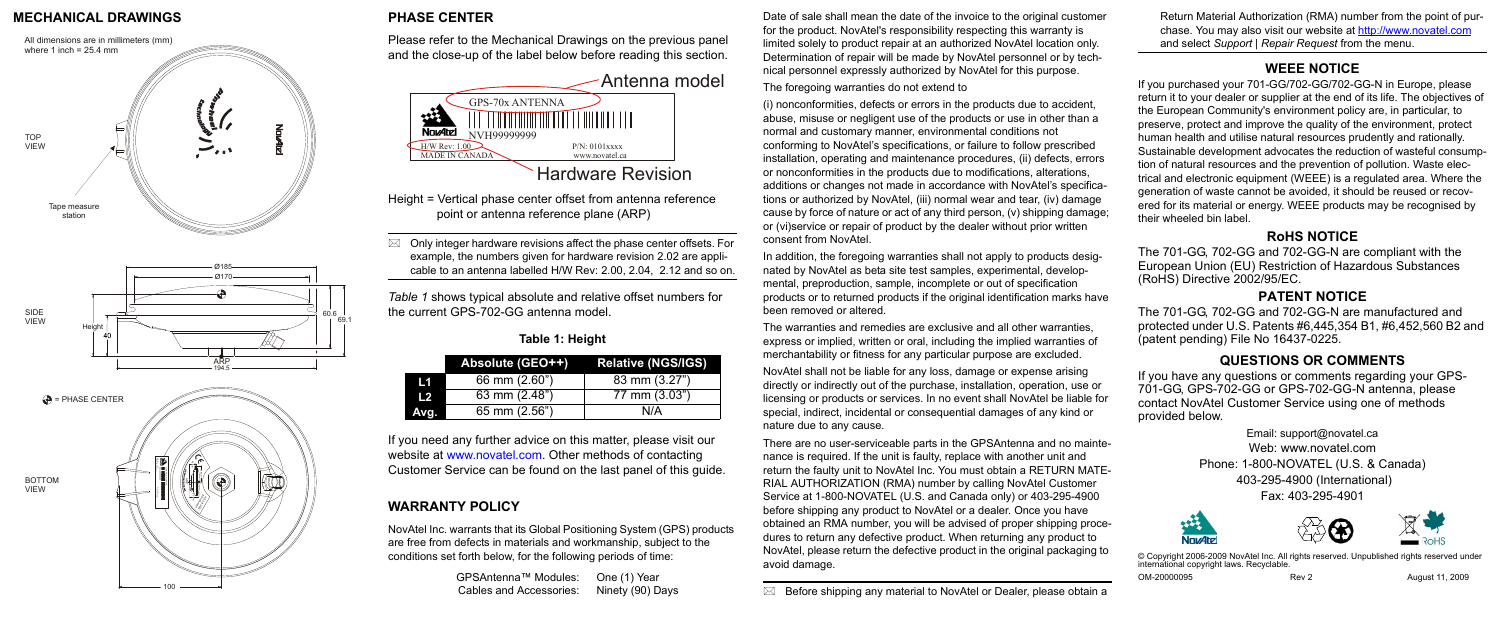## MECHANICAL DRAWINGS

All dimensions are in millimeters (mm) where 1 inch = 25.4 mm

TOP VIEW

Tape measure station

SIDE VIEW

Ø185

Ø170

60.6

69.1

Height

40

ARP

194.5

= PHASE CENTER

BOTTOM VIEW

100

## PHASE CENTER

Please refer to the Mechanical Drawings on the previous panel and the close-up of the label below before reading this section.

Antenna model

GPS-70x ANTENNA

NVH99999999

H/W Rev: 1.00

MADE IN CANADA

P/N: 0101xxxx

www.novatel.ca

Hardware Revision

Height = Vertical phase center offset from antenna reference point or antenna reference plane (ARP)

Only integer hardware revisions affect the phase center offsets. For example, the numbers given for hardware revision 2.02 are applicable to an antenna labelled H/W Rev: 2.00, 2.04, 2.12 and so on.

*Table 1* shows typical absolute and relative offset numbers for the current GPS-702-GG antenna model.

**Table 1: Height**

| | Absolute (GEO++) | Relative (NGS/IGS) |
|---|---|---|
| L1 | 66 mm (2.60") | 83 mm (3.27") |
| L2 | 63 mm (2.48") | 77 mm (3.03") |
| Avg. | 65 mm (2.56") | N/A |

If you need any further advice on this matter, please visit our website at www.novatel.com. Other methods of contacting Customer Service can be found on the last panel of this guide.

## WARRANTY POLICY

NovAtel Inc. warrants that its Global Positioning System (GPS) products are free from defects in materials and workmanship, subject to the conditions set forth below, for the following periods of time:

GPSAntenna™ Modules: One (1) Year
Cables and Accessories: Ninety (90) Days

Date of sale shall mean the date of the invoice to the original customer for the product. NovAtel's responsibility respecting this warranty is limited solely to product repair at an authorized NovAtel location only. Determination of repair will be made by NovAtel personnel or by technical personnel expressly authorized by NovAtel for this purpose.

The foregoing warranties do not extend to

(i) nonconformities, defects or errors in the products due to accident, abuse, misuse or negligent use of the products or use in other than a normal and customary manner, environmental conditions not conforming to NovAtel's specifications, or failure to follow prescribed installation, operating and maintenance procedures, (ii) defects, errors or nonconformities in the products due to modifications, alterations, additions or changes not made in accordance with NovAtel's specifications or authorized by NovAtel, (iii) normal wear and tear, (iv) damage cause by force of nature or act of any third person, (v) shipping damage; or (vi)service or repair of product by the dealer without prior written consent from NovAtel.

In addition, the foregoing warranties shall not apply to products designated by NovAtel as beta site test samples, experimental, developmental, preproduction, sample, incomplete or out of specification products or to returned products if the original identification marks have been removed or altered.

The warranties and remedies are exclusive and all other warranties, express or implied, written or oral, including the implied warranties of merchantability or fitness for any particular purpose are excluded.

NovAtel shall not be liable for any loss, damage or expense arising directly or indirectly out of the purchase, installation, operation, use or licensing or products or services. In no event shall NovAtel be liable for special, indirect, incidental or consequential damages of any kind or nature due to any cause.

There are no user-serviceable parts in the GPSAntenna and no maintenance is required. If the unit is faulty, replace with another unit and return the faulty unit to NovAtel Inc. You must obtain a RETURN MATERIAL AUTHORIZATION (RMA) number by calling NovAtel Customer Service at 1-800-NOVATEL (U.S. and Canada only) or 403-295-4900 before shipping any product to NovAtel or a dealer. Once you have obtained an RMA number, you will be advised of proper shipping procedures to return any defective product. When returning any product to NovAtel, please return the defective product in the original packaging to avoid damage.

Before shipping any material to NovAtel or Dealer, please obtain a Return Material Authorization (RMA) number from the point of purchase. You may also visit our website at http://www.novatel.com and select *Support* | *Repair Request* from the menu.

## WEEE NOTICE

If you purchased your 701-GG/702-GG/702-GG-N in Europe, please return it to your dealer or supplier at the end of its life. The objectives of the European Community's environment policy are, in particular, to preserve, protect and improve the quality of the environment, protect human health and utilise natural resources prudently and rationally. Sustainable development advocates the reduction of wasteful consumption of natural resources and the prevention of pollution. Waste electrical and electronic equipment (WEEE) is a regulated area. Where the generation of waste cannot be avoided, it should be reused or recovered for its material or energy. WEEE products may be recognised by their wheeled bin label.

## RoHS NOTICE

The 701-GG, 702-GG and 702-GG-N are compliant with the European Union (EU) Restriction of Hazardous Substances (RoHS) Directive 2002/95/EC.

## PATENT NOTICE

The 701-GG, 702-GG and 702-GG-N are manufactured and protected under U.S. Patents #6,445,354 B1, #6,452,560 B2 and (patent pending) File No 16437-0225.

## QUESTIONS OR COMMENTS

If you have any questions or comments regarding your GPS-701-GG, GPS-702-GG or GPS-702-GG-N antenna, please contact NovAtel Customer Service using one of methods provided below.

Email: support@novatel.ca
Web: www.novatel.com
Phone: 1-800-NOVATEL (U.S. & Canada)
403-295-4900 (International)
Fax: 403-295-4901

© Copyright 2006-2009 NovAtel Inc. All rights reserved. Unpublished rights reserved under international copyright laws. Recyclable.

OM-20000095 Rev 2 August 11, 2009